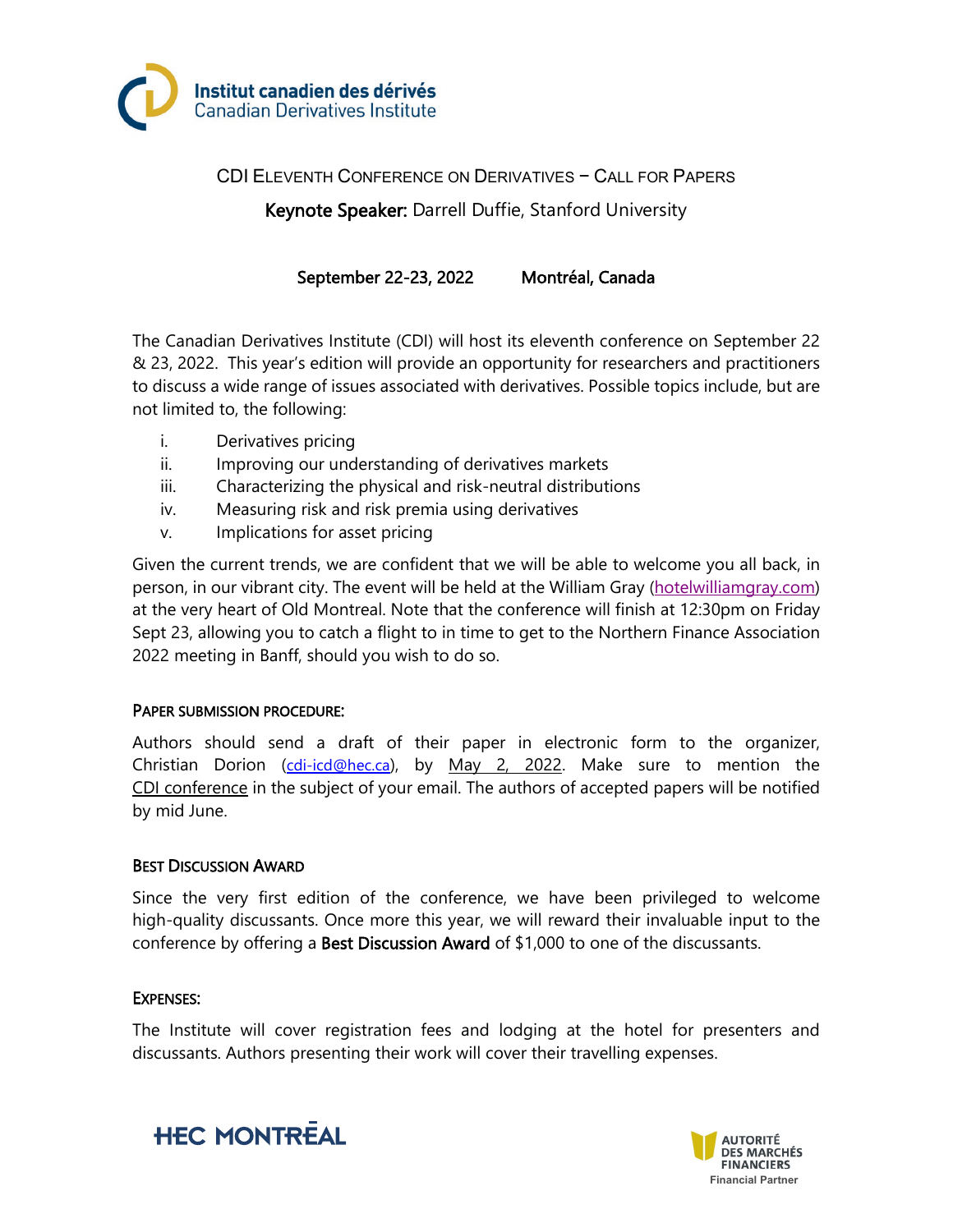Institut canadien des dérivés
Canadian Derivatives Institute

# CDI Eleventh Conference on Derivatives – Call for Papers

**Keynote Speaker:** Darrell Duffie, Stanford University

**September 22-23, 2022** **Montréal, Canada**

The Canadian Derivatives Institute (CDI) will host its eleventh conference on September 22 & 23, 2022. This year's edition will provide an opportunity for researchers and practitioners to discuss a wide range of issues associated with derivatives. Possible topics include, but are not limited to, the following:

i. Derivatives pricing
ii. Improving our understanding of derivatives markets
iii. Characterizing the physical and risk-neutral distributions
iv. Measuring risk and risk premia using derivatives
v. Implications for asset pricing

Given the current trends, we are confident that we will be able to welcome you all back, in person, in our vibrant city. The event will be held at the William Gray (hotelwilliamgray.com) at the very heart of Old Montreal. Note that the conference will finish at 12:30pm on Friday Sept 23, allowing you to catch a flight to in time to get to the Northern Finance Association 2022 meeting in Banff, should you wish to do so.

## Paper submission procedure:

Authors should send a draft of their paper in electronic form to the organizer, Christian Dorion (cdi-icd@hec.ca), by May 2, 2022. Make sure to mention the CDI conference in the subject of your email. The authors of accepted papers will be notified by mid June.

## Best Discussion Award

Since the very first edition of the conference, we have been privileged to welcome high-quality discussants. Once more this year, we will reward their invaluable input to the conference by offering a **Best Discussion Award** of $1,000 to one of the discussants.

## Expenses:

The Institute will cover registration fees and lodging at the hotel for presenters and discussants. Authors presenting their work will cover their travelling expenses.

HEC MONTRĒAL

AUTORITÉ DES MARCHÉS FINANCIERS
Financial Partner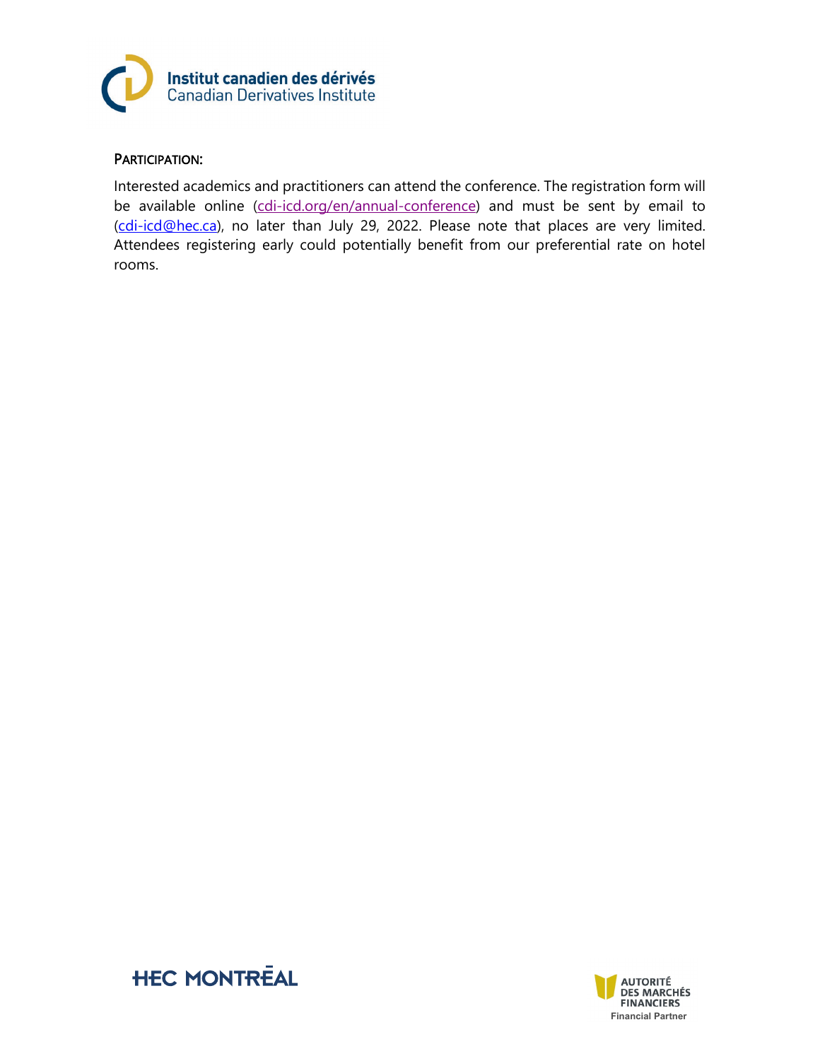Institut canadien des dérivés
Canadian Derivatives Institute

PARTICIPATION:

Interested academics and practitioners can attend the conference. The registration form will be available online (cdi-icd.org/en/annual-conference) and must be sent by email to (cdi-icd@hec.ca), no later than July 29, 2022. Please note that places are very limited. Attendees registering early could potentially benefit from our preferential rate on hotel rooms.

HEC MONTRĒAL

AUTORITÉ DES MARCHÉS FINANCIERS
Financial Partner